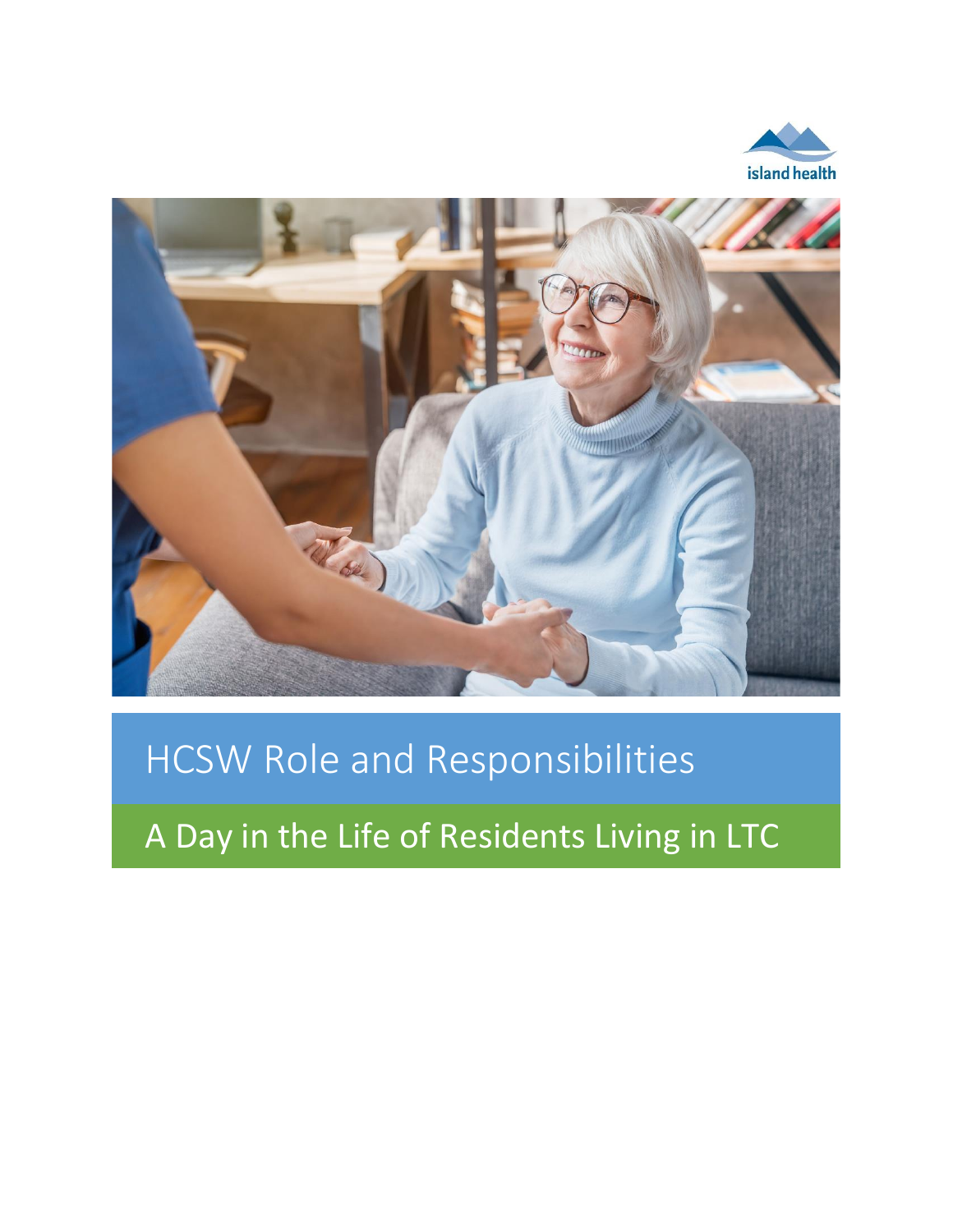island health

# HCSW Role and Responsibilities

## A Day in the Life of Residents Living in LTC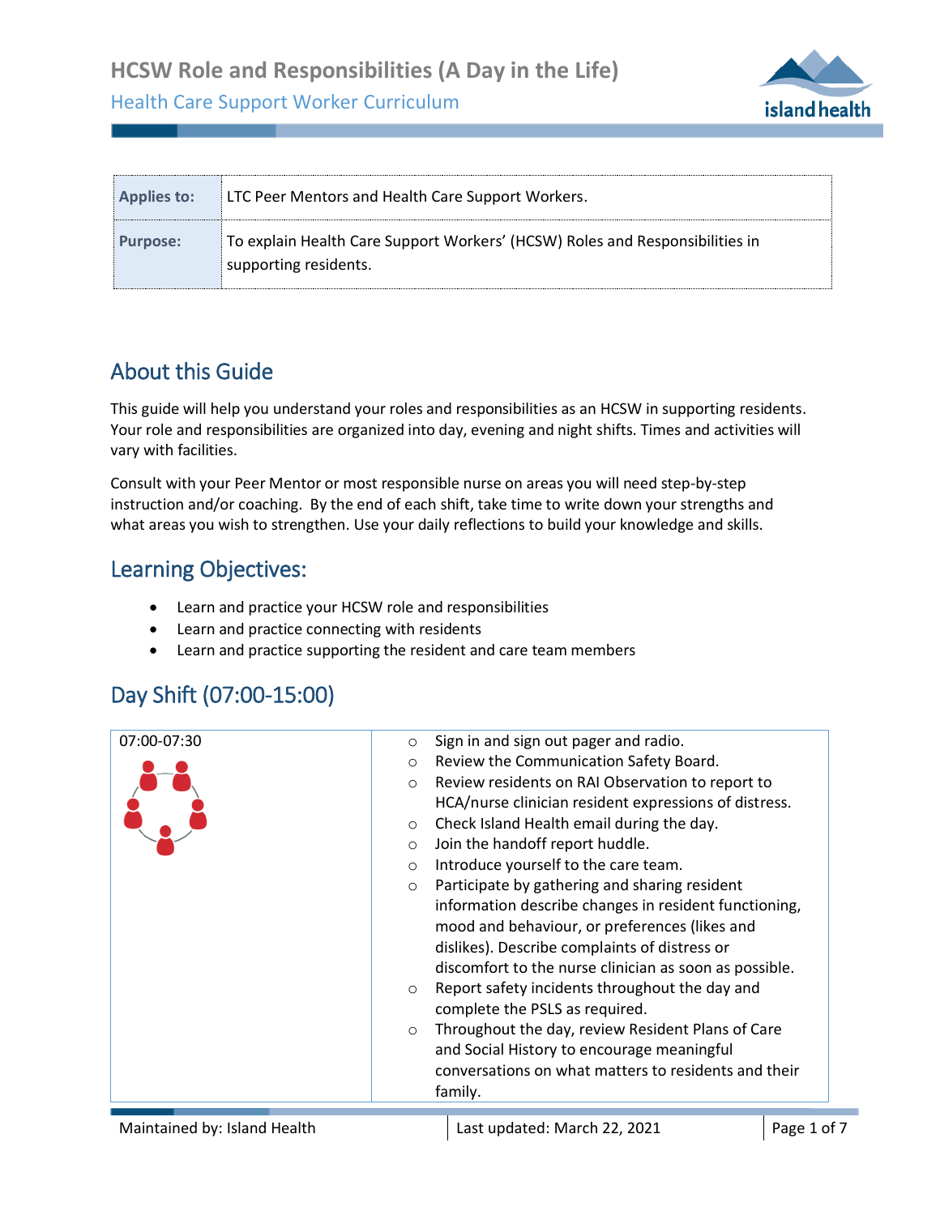# HCSW Role and Responsibilities (A Day in the Life)

Health Care Support Worker Curriculum

| Applies to: | LTC Peer Mentors and Health Care Support Workers. |
|---|---|
| Purpose: | To explain Health Care Support Workers' (HCSW) Roles and Responsibilities in supporting residents. |

## About this Guide

This guide will help you understand your roles and responsibilities as an HCSW in supporting residents. Your role and responsibilities are organized into day, evening and night shifts. Times and activities will vary with facilities.

Consult with your Peer Mentor or most responsible nurse on areas you will need step-by-step instruction and/or coaching. By the end of each shift, take time to write down your strengths and what areas you wish to strengthen. Use your daily reflections to build your knowledge and skills.

## Learning Objectives:

- Learn and practice your HCSW role and responsibilities
- Learn and practice connecting with residents
- Learn and practice supporting the resident and care team members

## Day Shift (07:00-15:00)

| Time | Activities |
|---|---|
| 07:00-07:30 | ○ Sign in and sign out pager and radio.<br>○ Review the Communication Safety Board.<br>○ Review residents on RAI Observation to report to HCA/nurse clinician resident expressions of distress.<br>○ Check Island Health email during the day.<br>○ Join the handoff report huddle.<br>○ Introduce yourself to the care team.<br>○ Participate by gathering and sharing resident information describe changes in resident functioning, mood and behaviour, or preferences (likes and dislikes). Describe complaints of distress or discomfort to the nurse clinician as soon as possible.<br>○ Report safety incidents throughout the day and complete the PSLS as required.<br>○ Throughout the day, review Resident Plans of Care and Social History to encourage meaningful conversations on what matters to residents and their family. |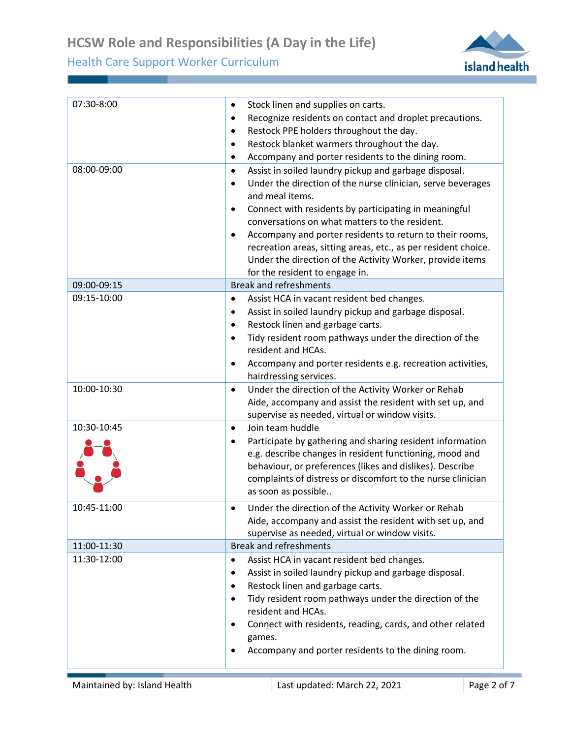| 07:30-8:00 | • Stock linen and supplies on carts.<br>• Recognize residents on contact and droplet precautions.<br>• Restock PPE holders throughout the day.<br>• Restock blanket warmers throughout the day.<br>• Accompany and porter residents to the dining room. |
|---|---|
| 08:00-09:00 | • Assist in soiled laundry pickup and garbage disposal.<br>• Under the direction of the nurse clinician, serve beverages and meal items.<br>• Connect with residents by participating in meaningful conversations on what matters to the resident.<br>• Accompany and porter residents to return to their rooms, recreation areas, sitting areas, etc., as per resident choice. Under the direction of the Activity Worker, provide items for the resident to engage in. |
| 09:00-09:15 | Break and refreshments |
| 09:15-10:00 | • Assist HCA in vacant resident bed changes.<br>• Assist in soiled laundry pickup and garbage disposal.<br>• Restock linen and garbage carts.<br>• Tidy resident room pathways under the direction of the resident and HCAs.<br>• Accompany and porter residents e.g. recreation activities, hairdressing services. |
| 10:00-10:30 | • Under the direction of the Activity Worker or Rehab Aide, accompany and assist the resident with set up, and supervise as needed, virtual or window visits. |
| 10:30-10:45 | • Join team huddle<br>• Participate by gathering and sharing resident information e.g. describe changes in resident functioning, mood and behaviour, or preferences (likes and dislikes). Describe complaints of distress or discomfort to the nurse clinician as soon as possible.. |
| 10:45-11:00 | • Under the direction of the Activity Worker or Rehab Aide, accompany and assist the resident with set up, and supervise as needed, virtual or window visits. |
| 11:00-11:30 | Break and refreshments |
| 11:30-12:00 | • Assist HCA in vacant resident bed changes.<br>• Assist in soiled laundry pickup and garbage disposal.<br>• Restock linen and garbage carts.<br>• Tidy resident room pathways under the direction of the resident and HCAs.<br>• Connect with residents, reading, cards, and other related games.<br>• Accompany and porter residents to the dining room. |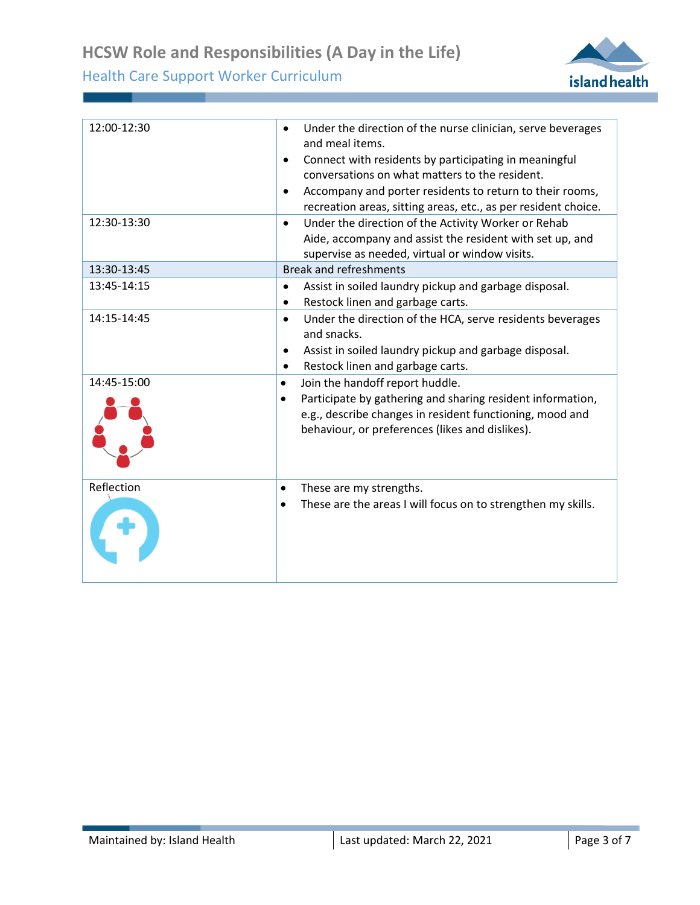| | |
|---|---|
| 12:00-12:30 | • Under the direction of the nurse clinician, serve beverages and meal items.<br>• Connect with residents by participating in meaningful conversations on what matters to the resident.<br>• Accompany and porter residents to return to their rooms, recreation areas, sitting areas, etc., as per resident choice. |
| 12:30-13:30 | • Under the direction of the Activity Worker or Rehab Aide, accompany and assist the resident with set up, and supervise as needed, virtual or window visits. |
| 13:30-13:45 | Break and refreshments |
| 13:45-14:15 | • Assist in soiled laundry pickup and garbage disposal.<br>• Restock linen and garbage carts. |
| 14:15-14:45 | • Under the direction of the HCA, serve residents beverages and snacks.<br>• Assist in soiled laundry pickup and garbage disposal.<br>• Restock linen and garbage carts. |
| 14:45-15:00 | • Join the handoff report huddle.<br>• Participate by gathering and sharing resident information, e.g., describe changes in resident functioning, mood and behaviour, or preferences (likes and dislikes). |
| Reflection | • These are my strengths.<br>• These are the areas I will focus on to strengthen my skills. |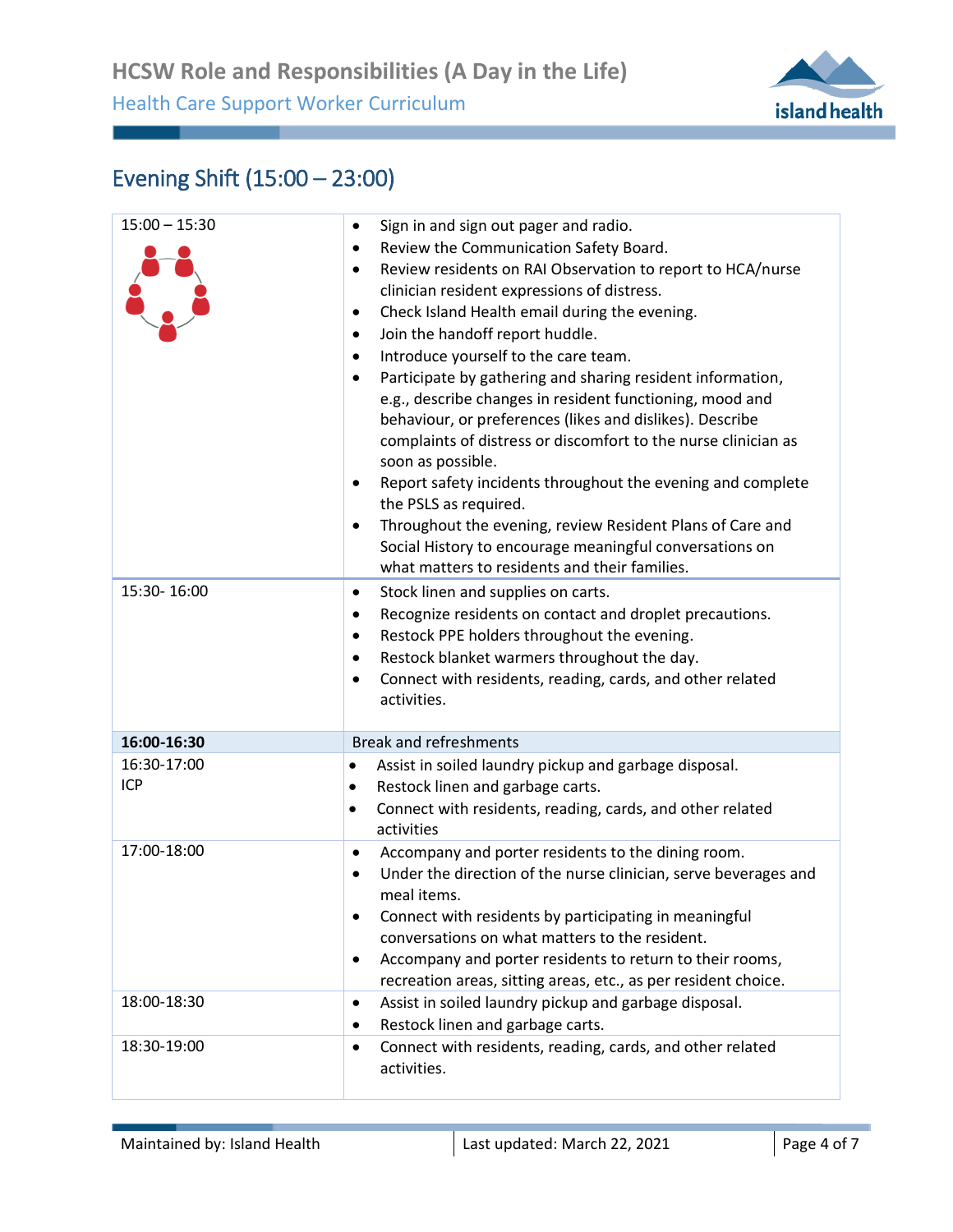## Evening Shift (15:00 – 23:00)

| | |
|---|---|
| 15:00 – 15:30 | • Sign in and sign out pager and radio.<br>• Review the Communication Safety Board.<br>• Review residents on RAI Observation to report to HCA/nurse clinician resident expressions of distress.<br>• Check Island Health email during the evening.<br>• Join the handoff report huddle.<br>• Introduce yourself to the care team.<br>• Participate by gathering and sharing resident information, e.g., describe changes in resident functioning, mood and behaviour, or preferences (likes and dislikes). Describe complaints of distress or discomfort to the nurse clinician as soon as possible.<br>• Report safety incidents throughout the evening and complete the PSLS as required.<br>• Throughout the evening, review Resident Plans of Care and Social History to encourage meaningful conversations on what matters to residents and their families. |
| 15:30- 16:00 | • Stock linen and supplies on carts.<br>• Recognize residents on contact and droplet precautions.<br>• Restock PPE holders throughout the evening.<br>• Restock blanket warmers throughout the day.<br>• Connect with residents, reading, cards, and other related activities. |
| **16:00-16:30** | Break and refreshments |
| 16:30-17:00<br>ICP | • Assist in soiled laundry pickup and garbage disposal.<br>• Restock linen and garbage carts.<br>• Connect with residents, reading, cards, and other related activities |
| 17:00-18:00 | • Accompany and porter residents to the dining room.<br>• Under the direction of the nurse clinician, serve beverages and meal items.<br>• Connect with residents by participating in meaningful conversations on what matters to the resident.<br>• Accompany and porter residents to return to their rooms, recreation areas, sitting areas, etc., as per resident choice. |
| 18:00-18:30 | • Assist in soiled laundry pickup and garbage disposal.<br>• Restock linen and garbage carts. |
| 18:30-19:00 | • Connect with residents, reading, cards, and other related activities. |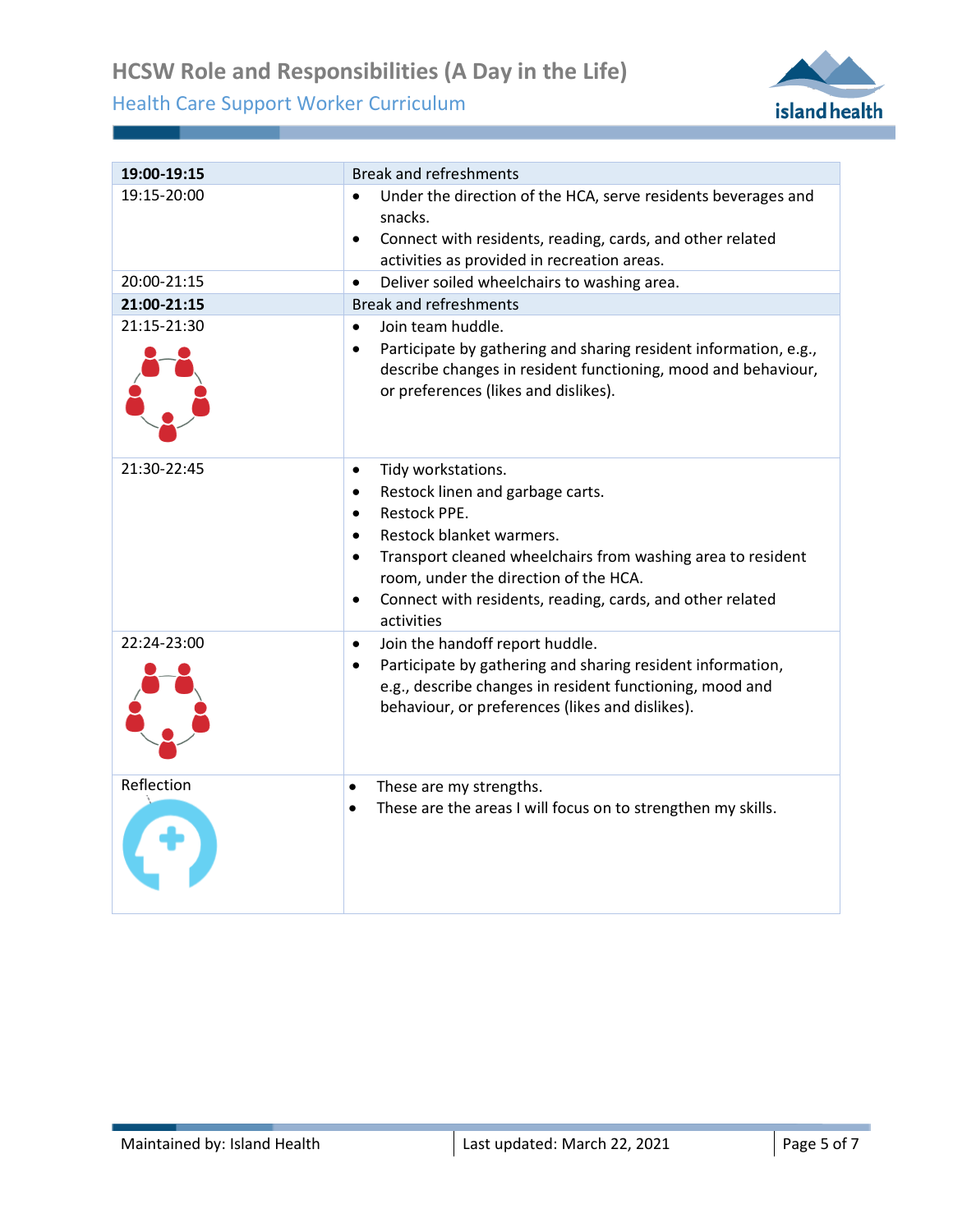| **19:00-19:15** | Break and refreshments |
|---|---|
| 19:15-20:00 | • Under the direction of the HCA, serve residents beverages and snacks.<br>• Connect with residents, reading, cards, and other related activities as provided in recreation areas. |
| 20:00-21:15 | • Deliver soiled wheelchairs to washing area. |
| **21:00-21:15** | Break and refreshments |
| 21:15-21:30 | • Join team huddle.<br>• Participate by gathering and sharing resident information, e.g., describe changes in resident functioning, mood and behaviour, or preferences (likes and dislikes). |
| 21:30-22:45 | • Tidy workstations.<br>• Restock linen and garbage carts.<br>• Restock PPE.<br>• Restock blanket warmers.<br>• Transport cleaned wheelchairs from washing area to resident room, under the direction of the HCA.<br>• Connect with residents, reading, cards, and other related activities |
| 22:24-23:00 | • Join the handoff report huddle.<br>• Participate by gathering and sharing resident information, e.g., describe changes in resident functioning, mood and behaviour, or preferences (likes and dislikes). |
| Reflection | • These are my strengths.<br>• These are the areas I will focus on to strengthen my skills. |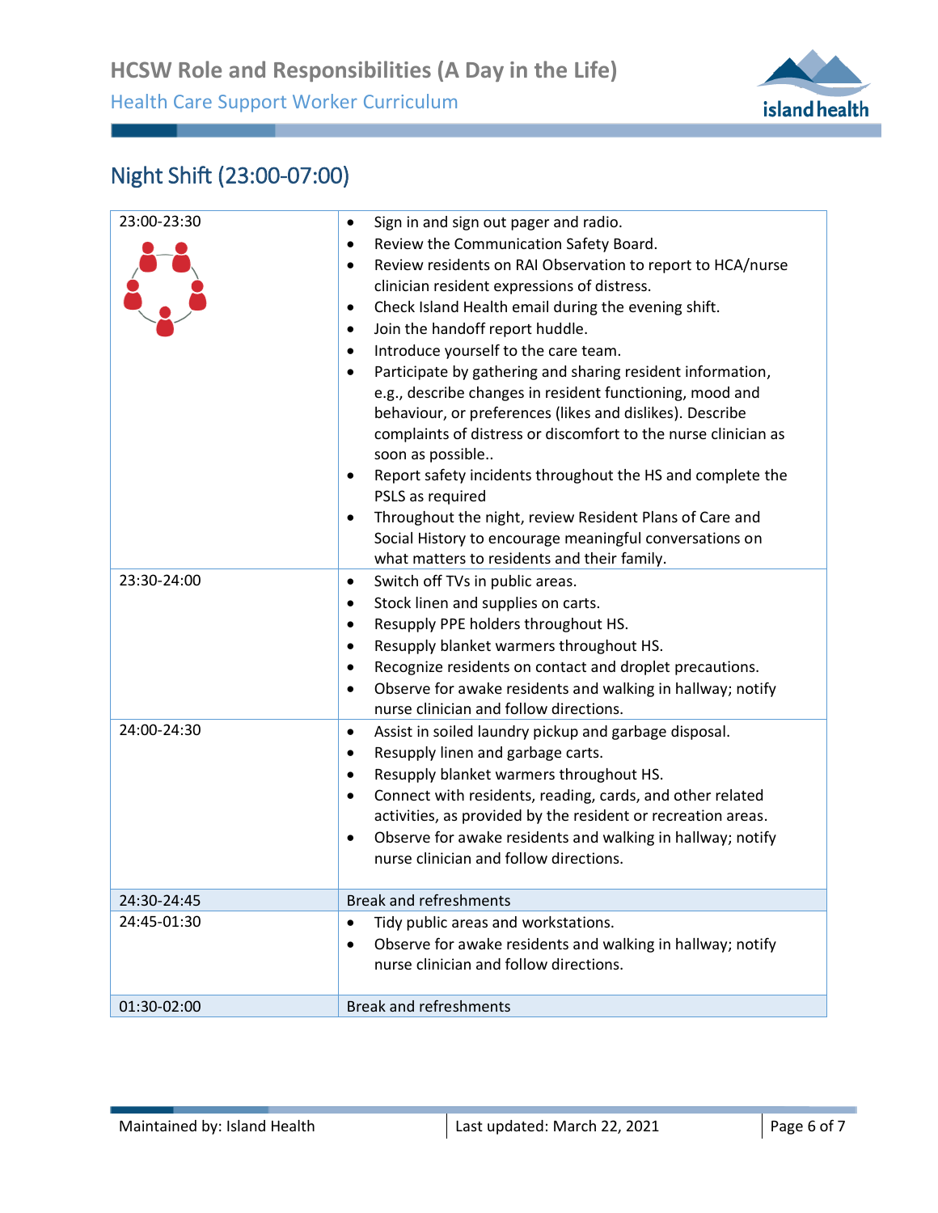## Night Shift (23:00-07:00)

| | |
|---|---|
| 23:00-23:30 | • Sign in and sign out pager and radio.<br>• Review the Communication Safety Board.<br>• Review residents on RAI Observation to report to HCA/nurse clinician resident expressions of distress.<br>• Check Island Health email during the evening shift.<br>• Join the handoff report huddle.<br>• Introduce yourself to the care team.<br>• Participate by gathering and sharing resident information, e.g., describe changes in resident functioning, mood and behaviour, or preferences (likes and dislikes). Describe complaints of distress or discomfort to the nurse clinician as soon as possible..<br>• Report safety incidents throughout the HS and complete the PSLS as required<br>• Throughout the night, review Resident Plans of Care and Social History to encourage meaningful conversations on what matters to residents and their family. |
| 23:30-24:00 | • Switch off TVs in public areas.<br>• Stock linen and supplies on carts.<br>• Resupply PPE holders throughout HS.<br>• Resupply blanket warmers throughout HS.<br>• Recognize residents on contact and droplet precautions.<br>• Observe for awake residents and walking in hallway; notify nurse clinician and follow directions. |
| 24:00-24:30 | • Assist in soiled laundry pickup and garbage disposal.<br>• Resupply linen and garbage carts.<br>• Resupply blanket warmers throughout HS.<br>• Connect with residents, reading, cards, and other related activities, as provided by the resident or recreation areas.<br>• Observe for awake residents and walking in hallway; notify nurse clinician and follow directions. |
| 24:30-24:45 | Break and refreshments |
| 24:45-01:30 | • Tidy public areas and workstations.<br>• Observe for awake residents and walking in hallway; notify nurse clinician and follow directions. |
| 01:30-02:00 | Break and refreshments |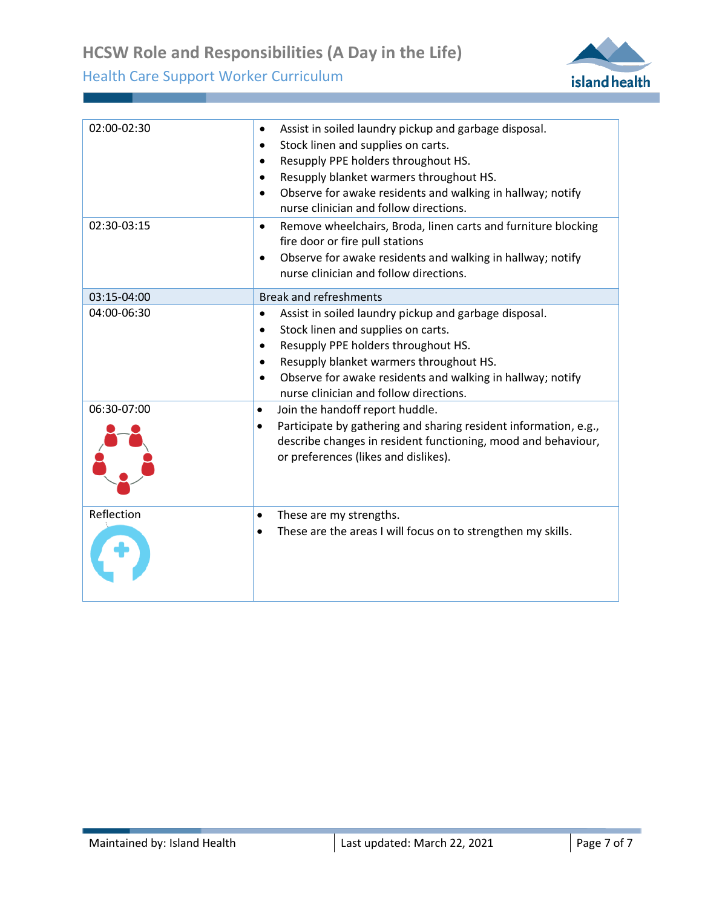| | |
|---|---|
| 02:00-02:30 | • Assist in soiled laundry pickup and garbage disposal.<br>• Stock linen and supplies on carts.<br>• Resupply PPE holders throughout HS.<br>• Resupply blanket warmers throughout HS.<br>• Observe for awake residents and walking in hallway; notify nurse clinician and follow directions. |
| 02:30-03:15 | • Remove wheelchairs, Broda, linen carts and furniture blocking fire door or fire pull stations<br>• Observe for awake residents and walking in hallway; notify nurse clinician and follow directions. |
| 03:15-04:00 | Break and refreshments |
| 04:00-06:30 | • Assist in soiled laundry pickup and garbage disposal.<br>• Stock linen and supplies on carts.<br>• Resupply PPE holders throughout HS.<br>• Resupply blanket warmers throughout HS.<br>• Observe for awake residents and walking in hallway; notify nurse clinician and follow directions. |
| 06:30-07:00 | • Join the handoff report huddle.<br>• Participate by gathering and sharing resident information, e.g., describe changes in resident functioning, mood and behaviour, or preferences (likes and dislikes). |
| Reflection | • These are my strengths.<br>• These are the areas I will focus on to strengthen my skills. |